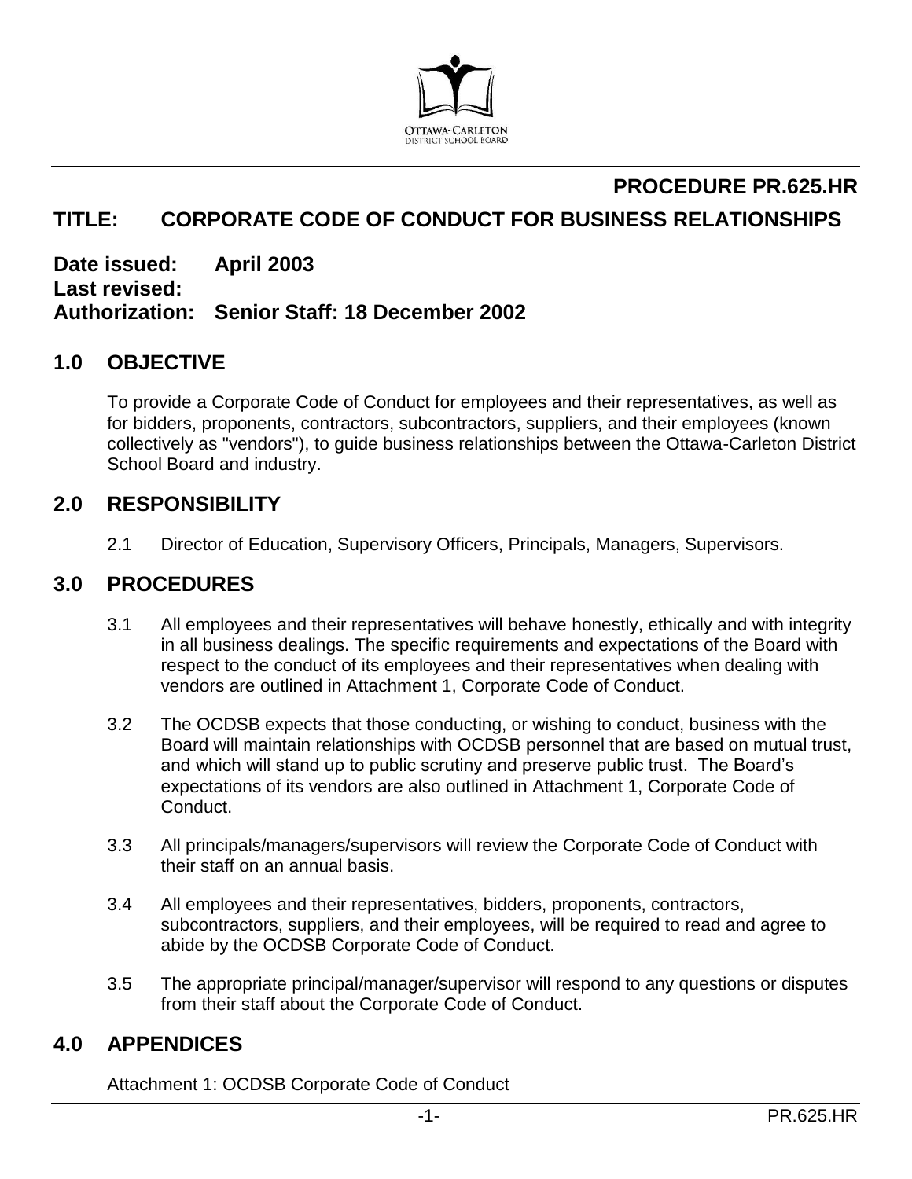OTTAWA-CARLETON DISTRICT SCHOOL BOARD

**PROCEDURE PR.625.HR**

# TITLE: CORPORATE CODE OF CONDUCT FOR BUSINESS RELATIONSHIPS

**Date issued:** **April 2003**
**Last revised:**
**Authorization:** **Senior Staff: 18 December 2002**

## 1.0 OBJECTIVE

To provide a Corporate Code of Conduct for employees and their representatives, as well as for bidders, proponents, contractors, subcontractors, suppliers, and their employees (known collectively as "vendors"), to guide business relationships between the Ottawa-Carleton District School Board and industry.

## 2.0 RESPONSIBILITY

2.1 Director of Education, Supervisory Officers, Principals, Managers, Supervisors.

## 3.0 PROCEDURES

3.1 All employees and their representatives will behave honestly, ethically and with integrity in all business dealings. The specific requirements and expectations of the Board with respect to the conduct of its employees and their representatives when dealing with vendors are outlined in Attachment 1, Corporate Code of Conduct.

3.2 The OCDSB expects that those conducting, or wishing to conduct, business with the Board will maintain relationships with OCDSB personnel that are based on mutual trust, and which will stand up to public scrutiny and preserve public trust. The Board's expectations of its vendors are also outlined in Attachment 1, Corporate Code of Conduct.

3.3 All principals/managers/supervisors will review the Corporate Code of Conduct with their staff on an annual basis.

3.4 All employees and their representatives, bidders, proponents, contractors, subcontractors, suppliers, and their employees, will be required to read and agree to abide by the OCDSB Corporate Code of Conduct.

3.5 The appropriate principal/manager/supervisor will respond to any questions or disputes from their staff about the Corporate Code of Conduct.

## 4.0 APPENDICES

Attachment 1: OCDSB Corporate Code of Conduct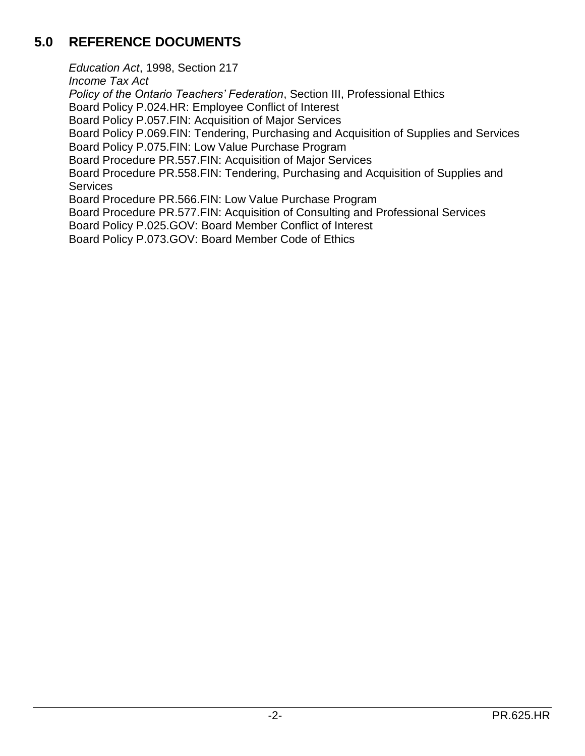## 5.0 REFERENCE DOCUMENTS

*Education Act*, 1998, Section 217
*Income Tax Act*
*Policy of the Ontario Teachers' Federation*, Section III, Professional Ethics
Board Policy P.024.HR: Employee Conflict of Interest
Board Policy P.057.FIN: Acquisition of Major Services
Board Policy P.069.FIN: Tendering, Purchasing and Acquisition of Supplies and Services
Board Policy P.075.FIN: Low Value Purchase Program
Board Procedure PR.557.FIN: Acquisition of Major Services
Board Procedure PR.558.FIN: Tendering, Purchasing and Acquisition of Supplies and Services
Board Procedure PR.566.FIN: Low Value Purchase Program
Board Procedure PR.577.FIN: Acquisition of Consulting and Professional Services
Board Policy P.025.GOV: Board Member Conflict of Interest
Board Policy P.073.GOV: Board Member Code of Ethics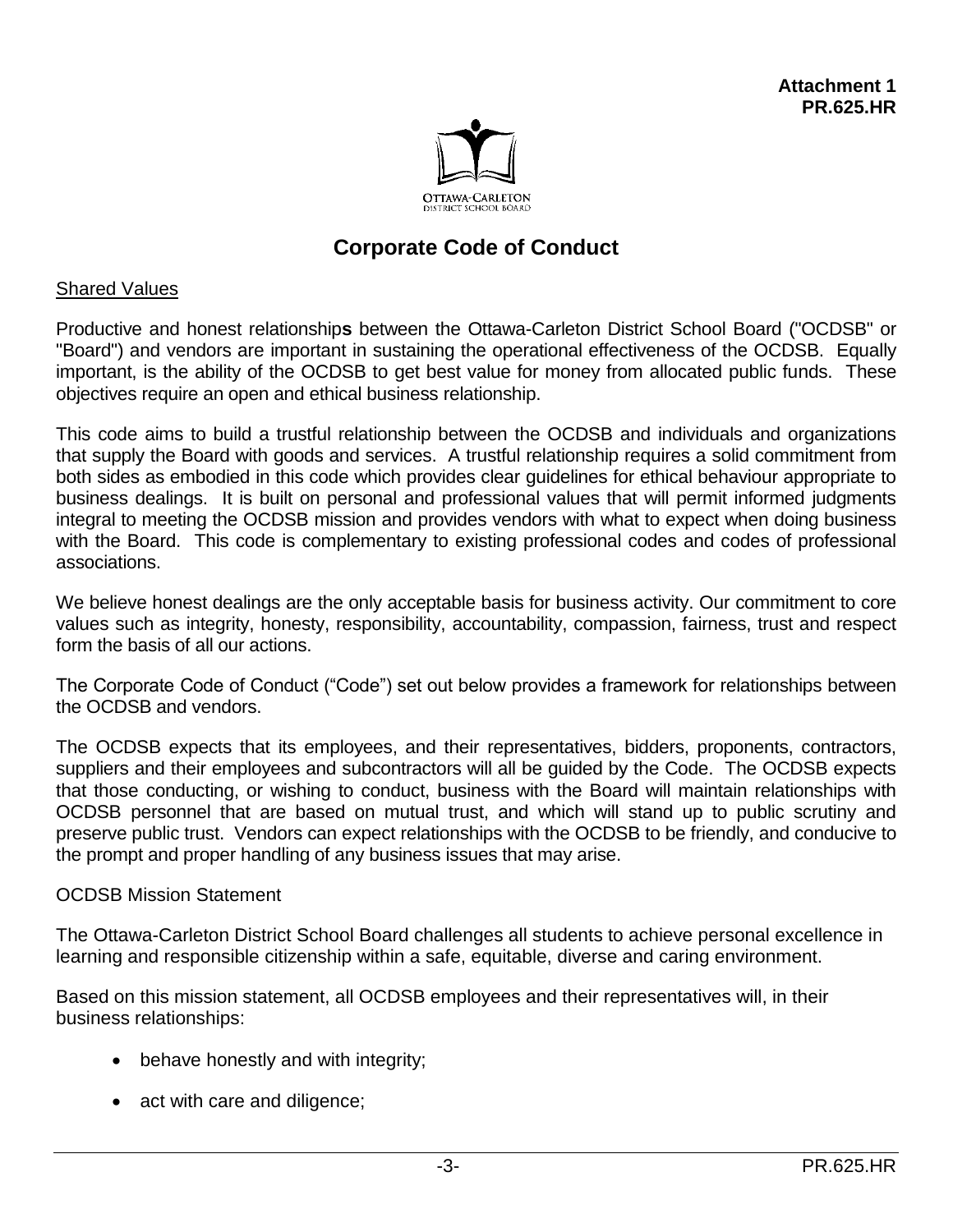**Attachment 1**
**PR.625.HR**

OTTAWA-CARLETON
DISTRICT SCHOOL BOARD

# Corporate Code of Conduct

## Shared Values

Productive and honest relationship**s** between the Ottawa-Carleton District School Board ("OCDSB" or "Board") and vendors are important in sustaining the operational effectiveness of the OCDSB. Equally important, is the ability of the OCDSB to get best value for money from allocated public funds. These objectives require an open and ethical business relationship.

This code aims to build a trustful relationship between the OCDSB and individuals and organizations that supply the Board with goods and services. A trustful relationship requires a solid commitment from both sides as embodied in this code which provides clear guidelines for ethical behaviour appropriate to business dealings. It is built on personal and professional values that will permit informed judgments integral to meeting the OCDSB mission and provides vendors with what to expect when doing business with the Board. This code is complementary to existing professional codes and codes of professional associations.

We believe honest dealings are the only acceptable basis for business activity. Our commitment to core values such as integrity, honesty, responsibility, accountability, compassion, fairness, trust and respect form the basis of all our actions.

The Corporate Code of Conduct ("Code") set out below provides a framework for relationships between the OCDSB and vendors.

The OCDSB expects that its employees, and their representatives, bidders, proponents, contractors, suppliers and their employees and subcontractors will all be guided by the Code. The OCDSB expects that those conducting, or wishing to conduct, business with the Board will maintain relationships with OCDSB personnel that are based on mutual trust, and which will stand up to public scrutiny and preserve public trust. Vendors can expect relationships with the OCDSB to be friendly, and conducive to the prompt and proper handling of any business issues that may arise.

OCDSB Mission Statement

The Ottawa-Carleton District School Board challenges all students to achieve personal excellence in learning and responsible citizenship within a safe, equitable, diverse and caring environment.

Based on this mission statement, all OCDSB employees and their representatives will, in their business relationships:

- behave honestly and with integrity;
- act with care and diligence;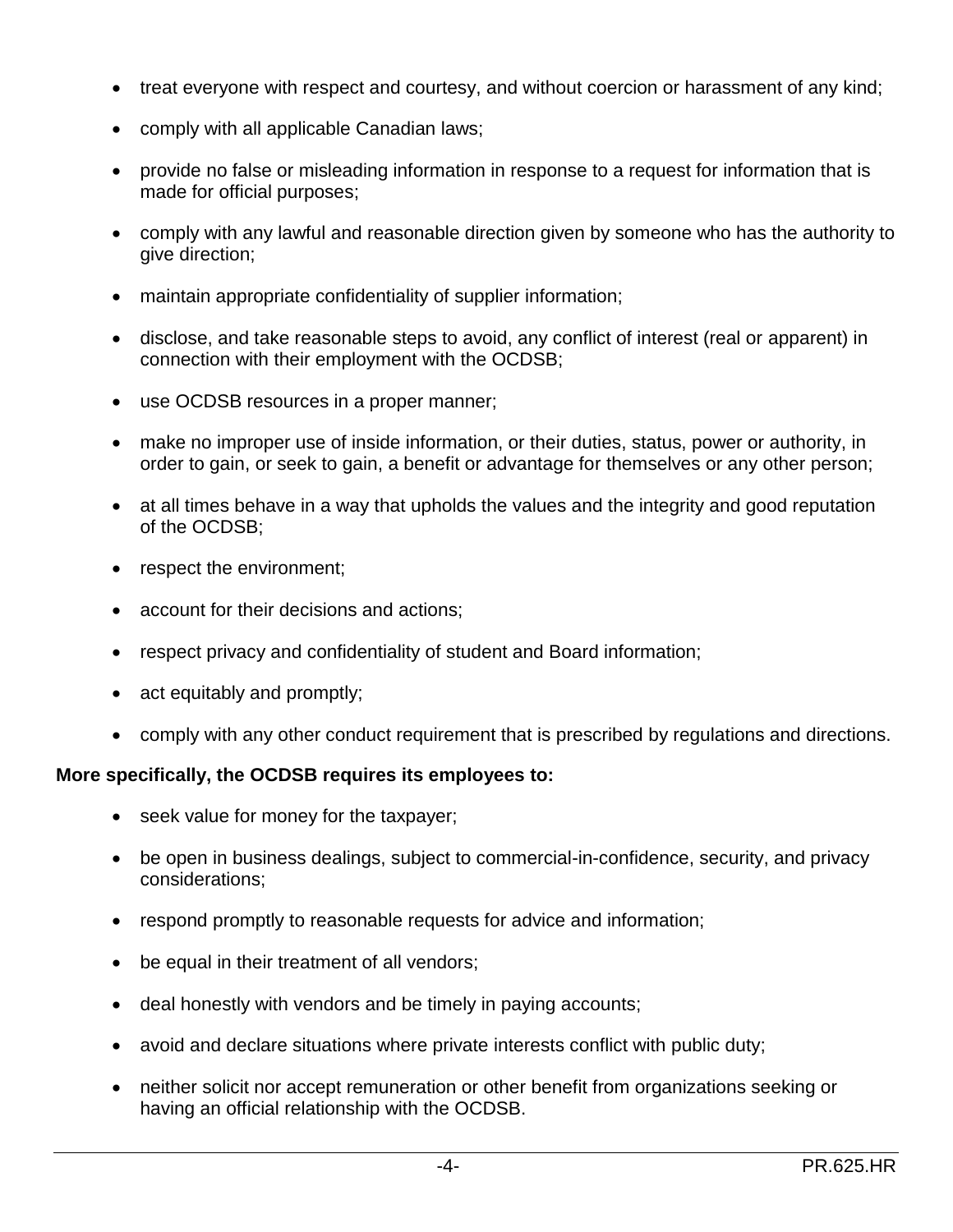- treat everyone with respect and courtesy, and without coercion or harassment of any kind;
- comply with all applicable Canadian laws;
- provide no false or misleading information in response to a request for information that is made for official purposes;
- comply with any lawful and reasonable direction given by someone who has the authority to give direction;
- maintain appropriate confidentiality of supplier information;
- disclose, and take reasonable steps to avoid, any conflict of interest (real or apparent) in connection with their employment with the OCDSB;
- use OCDSB resources in a proper manner;
- make no improper use of inside information, or their duties, status, power or authority, in order to gain, or seek to gain, a benefit or advantage for themselves or any other person;
- at all times behave in a way that upholds the values and the integrity and good reputation of the OCDSB;
- respect the environment;
- account for their decisions and actions;
- respect privacy and confidentiality of student and Board information;
- act equitably and promptly;
- comply with any other conduct requirement that is prescribed by regulations and directions.

**More specifically, the OCDSB requires its employees to:**

- seek value for money for the taxpayer;
- be open in business dealings, subject to commercial-in-confidence, security, and privacy considerations;
- respond promptly to reasonable requests for advice and information;
- be equal in their treatment of all vendors;
- deal honestly with vendors and be timely in paying accounts;
- avoid and declare situations where private interests conflict with public duty;
- neither solicit nor accept remuneration or other benefit from organizations seeking or having an official relationship with the OCDSB.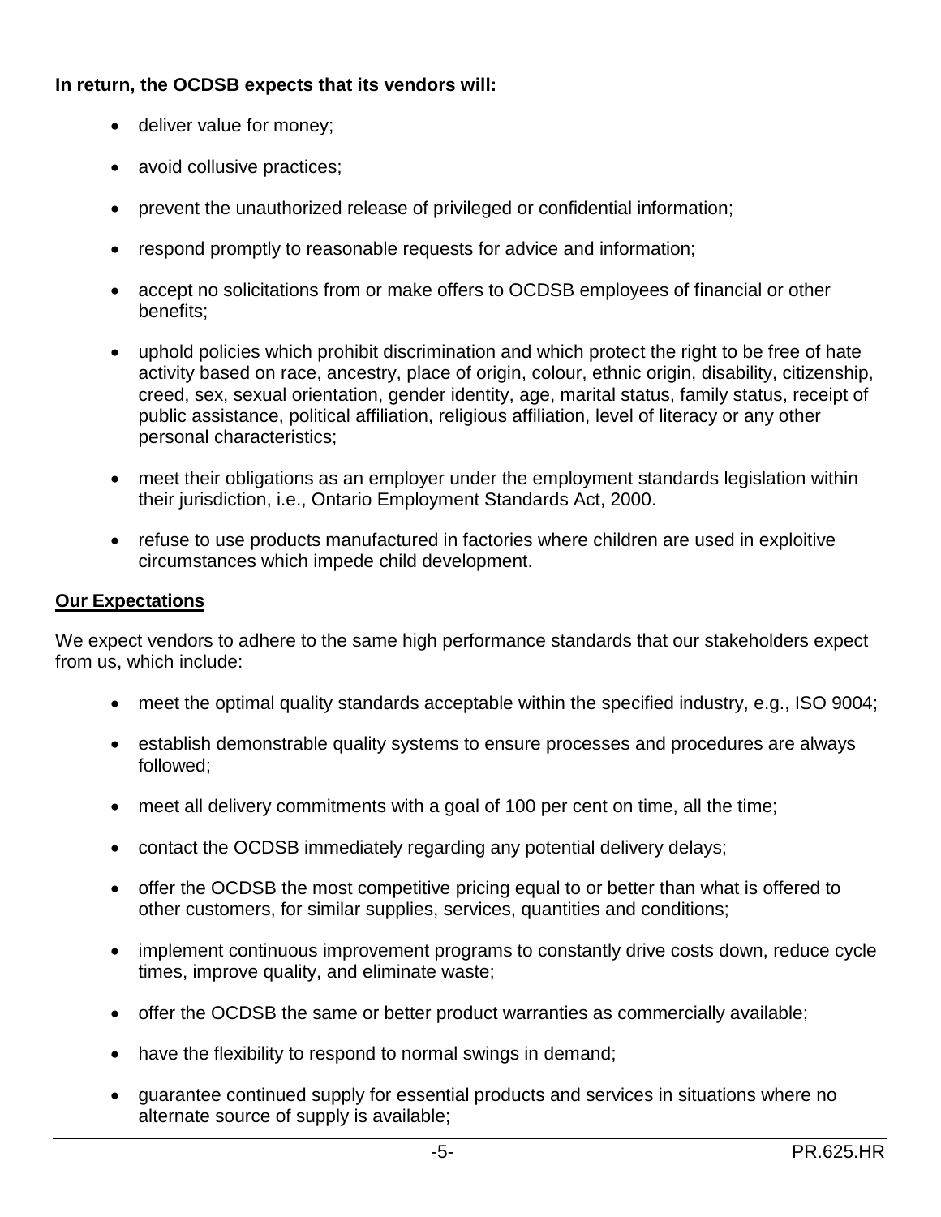**In return, the OCDSB expects that its vendors will:**

- deliver value for money;
- avoid collusive practices;
- prevent the unauthorized release of privileged or confidential information;
- respond promptly to reasonable requests for advice and information;
- accept no solicitations from or make offers to OCDSB employees of financial or other benefits;
- uphold policies which prohibit discrimination and which protect the right to be free of hate activity based on race, ancestry, place of origin, colour, ethnic origin, disability, citizenship, creed, sex, sexual orientation, gender identity, age, marital status, family status, receipt of public assistance, political affiliation, religious affiliation, level of literacy or any other personal characteristics;
- meet their obligations as an employer under the employment standards legislation within their jurisdiction, i.e., Ontario Employment Standards Act, 2000.
- refuse to use products manufactured in factories where children are used in exploitive circumstances which impede child development.

**Our Expectations**

We expect vendors to adhere to the same high performance standards that our stakeholders expect from us, which include:

- meet the optimal quality standards acceptable within the specified industry, e.g., ISO 9004;
- establish demonstrable quality systems to ensure processes and procedures are always followed;
- meet all delivery commitments with a goal of 100 per cent on time, all the time;
- contact the OCDSB immediately regarding any potential delivery delays;
- offer the OCDSB the most competitive pricing equal to or better than what is offered to other customers, for similar supplies, services, quantities and conditions;
- implement continuous improvement programs to constantly drive costs down, reduce cycle times, improve quality, and eliminate waste;
- offer the OCDSB the same or better product warranties as commercially available;
- have the flexibility to respond to normal swings in demand;
- guarantee continued supply for essential products and services in situations where no alternate source of supply is available;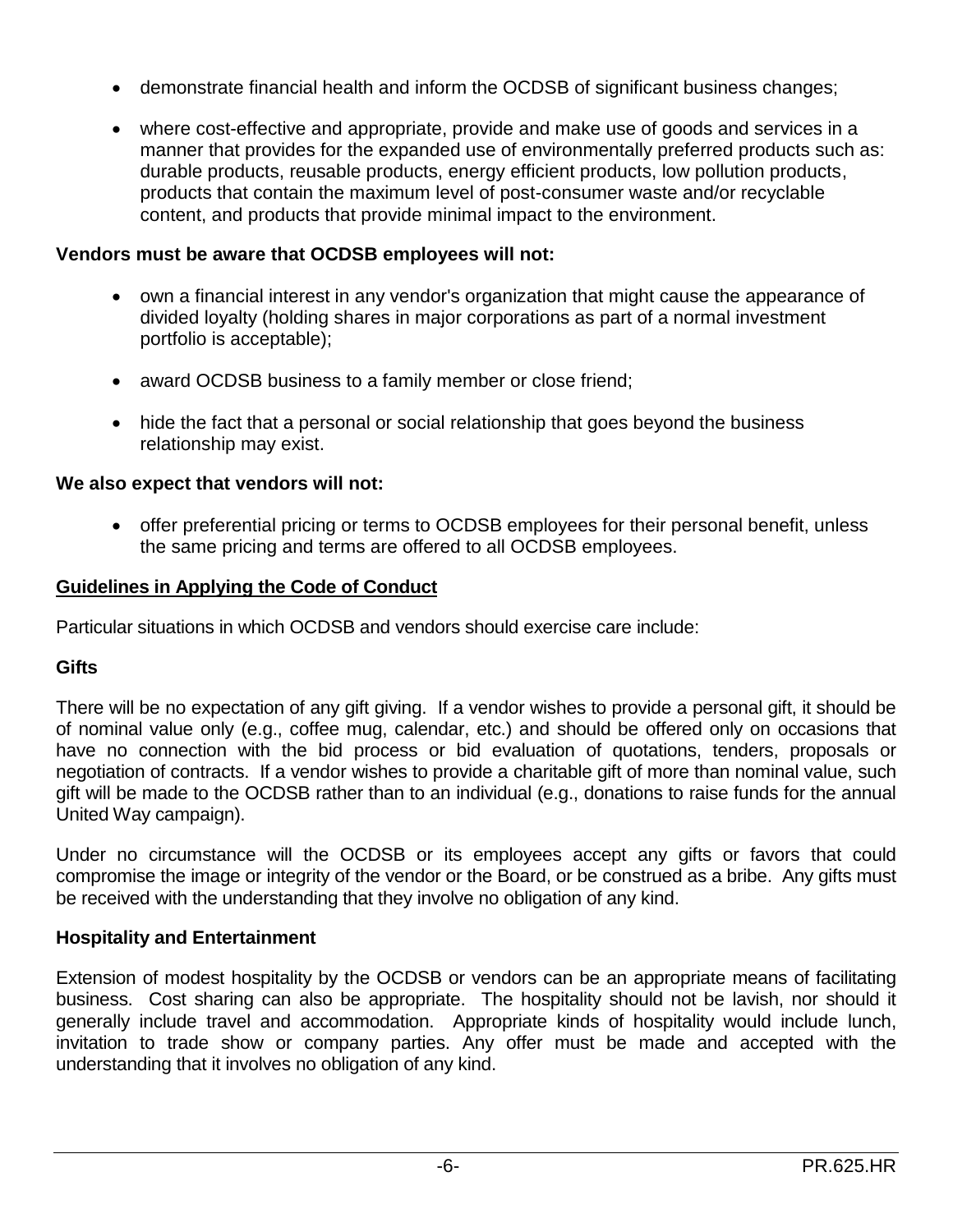- demonstrate financial health and inform the OCDSB of significant business changes;
- where cost-effective and appropriate, provide and make use of goods and services in a manner that provides for the expanded use of environmentally preferred products such as: durable products, reusable products, energy efficient products, low pollution products, products that contain the maximum level of post-consumer waste and/or recyclable content, and products that provide minimal impact to the environment.

**Vendors must be aware that OCDSB employees will not:**

- own a financial interest in any vendor's organization that might cause the appearance of divided loyalty (holding shares in major corporations as part of a normal investment portfolio is acceptable);
- award OCDSB business to a family member or close friend;
- hide the fact that a personal or social relationship that goes beyond the business relationship may exist.

**We also expect that vendors will not:**

- offer preferential pricing or terms to OCDSB employees for their personal benefit, unless the same pricing and terms are offered to all OCDSB employees.

**<u>Guidelines in Applying the Code of Conduct</u>**

Particular situations in which OCDSB and vendors should exercise care include:

**Gifts**

There will be no expectation of any gift giving. If a vendor wishes to provide a personal gift, it should be of nominal value only (e.g., coffee mug, calendar, etc.) and should be offered only on occasions that have no connection with the bid process or bid evaluation of quotations, tenders, proposals or negotiation of contracts. If a vendor wishes to provide a charitable gift of more than nominal value, such gift will be made to the OCDSB rather than to an individual (e.g., donations to raise funds for the annual United Way campaign).

Under no circumstance will the OCDSB or its employees accept any gifts or favors that could compromise the image or integrity of the vendor or the Board, or be construed as a bribe. Any gifts must be received with the understanding that they involve no obligation of any kind.

**Hospitality and Entertainment**

Extension of modest hospitality by the OCDSB or vendors can be an appropriate means of facilitating business. Cost sharing can also be appropriate. The hospitality should not be lavish, nor should it generally include travel and accommodation. Appropriate kinds of hospitality would include lunch, invitation to trade show or company parties. Any offer must be made and accepted with the understanding that it involves no obligation of any kind.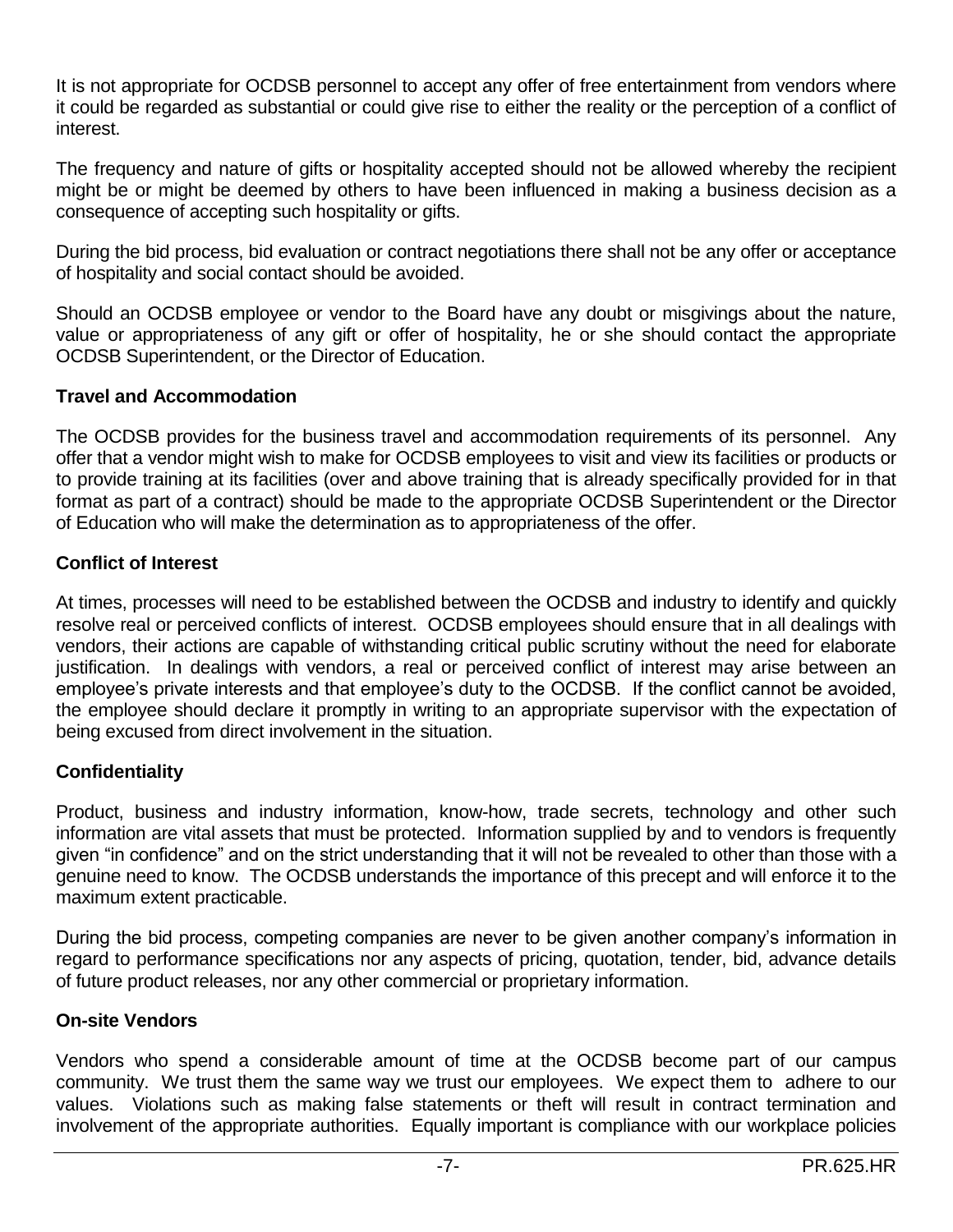It is not appropriate for OCDSB personnel to accept any offer of free entertainment from vendors where it could be regarded as substantial or could give rise to either the reality or the perception of a conflict of interest.

The frequency and nature of gifts or hospitality accepted should not be allowed whereby the recipient might be or might be deemed by others to have been influenced in making a business decision as a consequence of accepting such hospitality or gifts.

During the bid process, bid evaluation or contract negotiations there shall not be any offer or acceptance of hospitality and social contact should be avoided.

Should an OCDSB employee or vendor to the Board have any doubt or misgivings about the nature, value or appropriateness of any gift or offer of hospitality, he or she should contact the appropriate OCDSB Superintendent, or the Director of Education.

**Travel and Accommodation**

The OCDSB provides for the business travel and accommodation requirements of its personnel. Any offer that a vendor might wish to make for OCDSB employees to visit and view its facilities or products or to provide training at its facilities (over and above training that is already specifically provided for in that format as part of a contract) should be made to the appropriate OCDSB Superintendent or the Director of Education who will make the determination as to appropriateness of the offer.

**Conflict of Interest**

At times, processes will need to be established between the OCDSB and industry to identify and quickly resolve real or perceived conflicts of interest. OCDSB employees should ensure that in all dealings with vendors, their actions are capable of withstanding critical public scrutiny without the need for elaborate justification. In dealings with vendors, a real or perceived conflict of interest may arise between an employee's private interests and that employee's duty to the OCDSB. If the conflict cannot be avoided, the employee should declare it promptly in writing to an appropriate supervisor with the expectation of being excused from direct involvement in the situation.

**Confidentiality**

Product, business and industry information, know-how, trade secrets, technology and other such information are vital assets that must be protected. Information supplied by and to vendors is frequently given "in confidence" and on the strict understanding that it will not be revealed to other than those with a genuine need to know. The OCDSB understands the importance of this precept and will enforce it to the maximum extent practicable.

During the bid process, competing companies are never to be given another company's information in regard to performance specifications nor any aspects of pricing, quotation, tender, bid, advance details of future product releases, nor any other commercial or proprietary information.

**On-site Vendors**

Vendors who spend a considerable amount of time at the OCDSB become part of our campus community. We trust them the same way we trust our employees. We expect them to adhere to our values. Violations such as making false statements or theft will result in contract termination and involvement of the appropriate authorities. Equally important is compliance with our workplace policies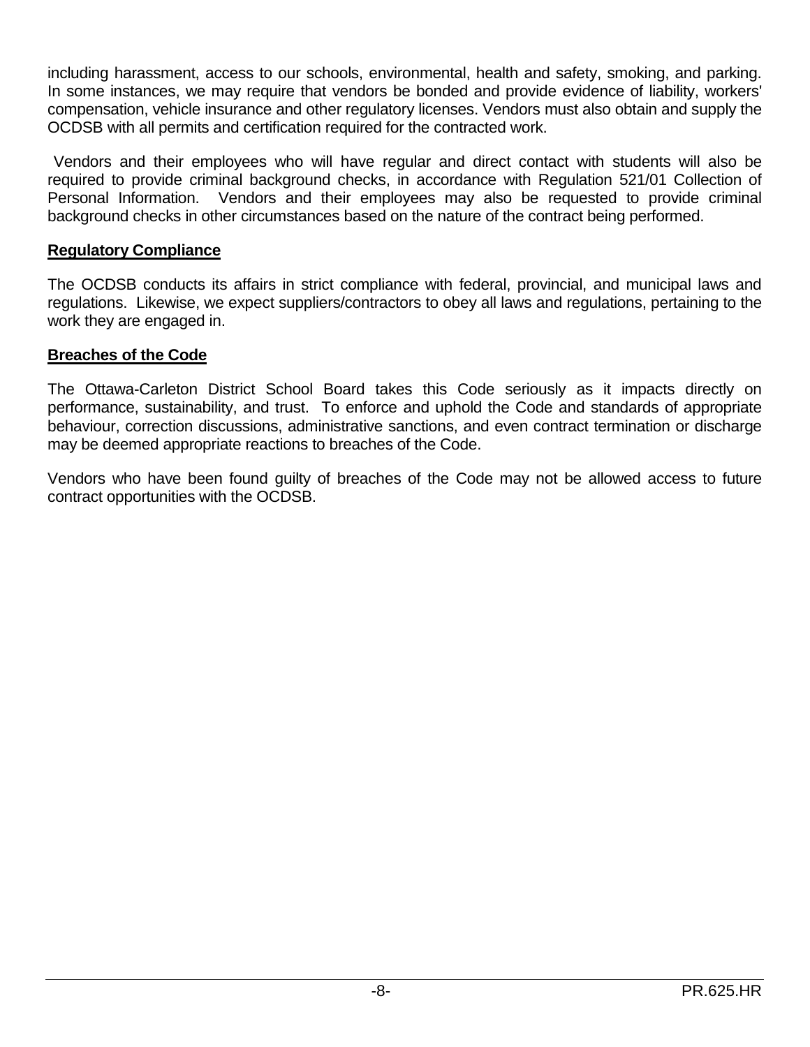including harassment, access to our schools, environmental, health and safety, smoking, and parking. In some instances, we may require that vendors be bonded and provide evidence of liability, workers' compensation, vehicle insurance and other regulatory licenses. Vendors must also obtain and supply the OCDSB with all permits and certification required for the contracted work.

Vendors and their employees who will have regular and direct contact with students will also be required to provide criminal background checks, in accordance with Regulation 521/01 Collection of Personal Information. Vendors and their employees may also be requested to provide criminal background checks in other circumstances based on the nature of the contract being performed.

**Regulatory Compliance**

The OCDSB conducts its affairs in strict compliance with federal, provincial, and municipal laws and regulations. Likewise, we expect suppliers/contractors to obey all laws and regulations, pertaining to the work they are engaged in.

**Breaches of the Code**

The Ottawa-Carleton District School Board takes this Code seriously as it impacts directly on performance, sustainability, and trust. To enforce and uphold the Code and standards of appropriate behaviour, correction discussions, administrative sanctions, and even contract termination or discharge may be deemed appropriate reactions to breaches of the Code.

Vendors who have been found guilty of breaches of the Code may not be allowed access to future contract opportunities with the OCDSB.